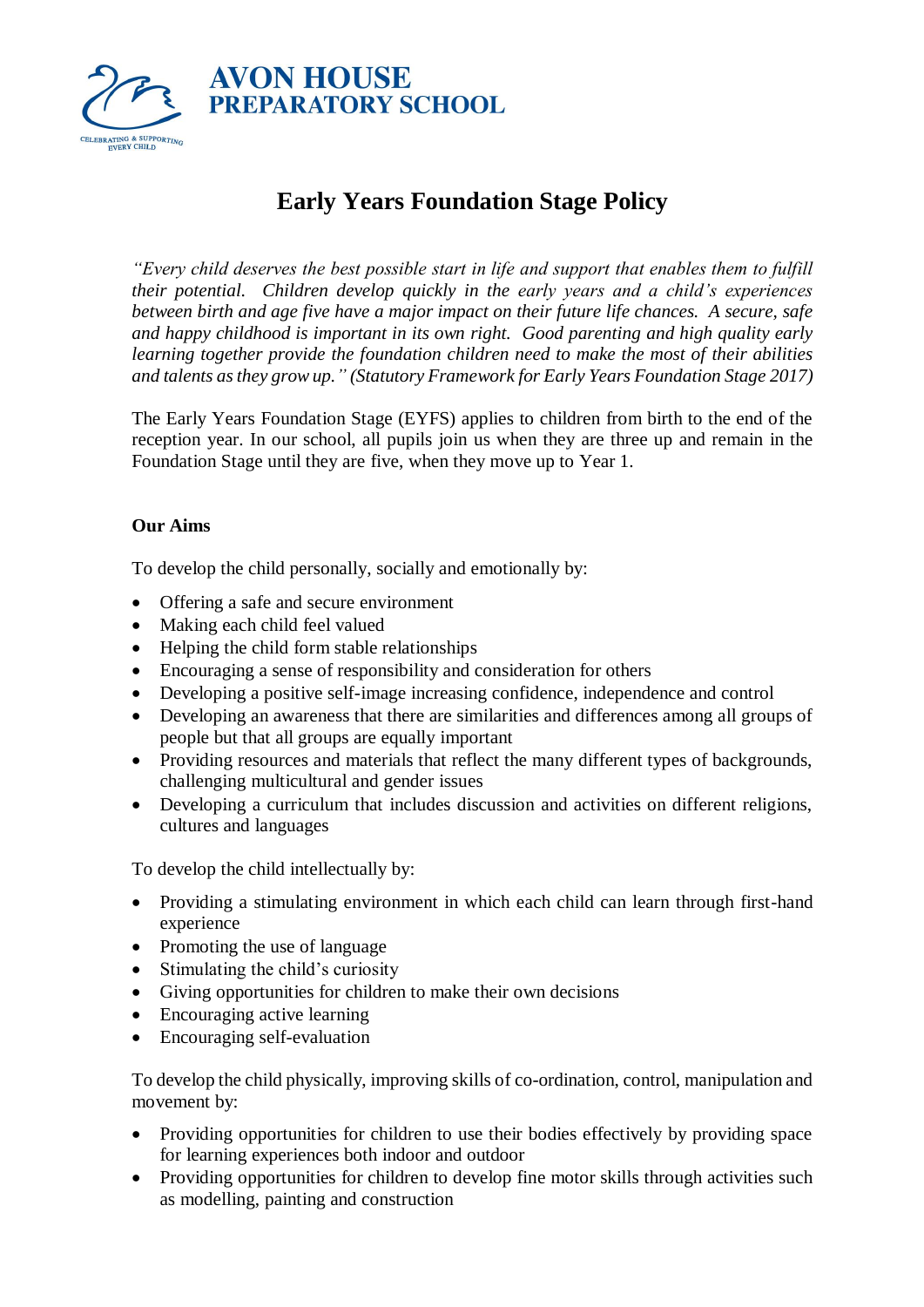**AVON HOUSE**
**PREPARATORY SCHOOL**

CELEBRATING & SUPPORTING EVERY CHILD

# Early Years Foundation Stage Policy

*"Every child deserves the best possible start in life and support that enables them to fulfill their potential. Children develop quickly in the early years and a child's experiences between birth and age five have a major impact on their future life chances. A secure, safe and happy childhood is important in its own right. Good parenting and high quality early learning together provide the foundation children need to make the most of their abilities and talents as they grow up." (Statutory Framework for Early Years Foundation Stage 2017)*

The Early Years Foundation Stage (EYFS) applies to children from birth to the end of the reception year. In our school, all pupils join us when they are three up and remain in the Foundation Stage until they are five, when they move up to Year 1.

**Our Aims**

To develop the child personally, socially and emotionally by:

- Offering a safe and secure environment
- Making each child feel valued
- Helping the child form stable relationships
- Encouraging a sense of responsibility and consideration for others
- Developing a positive self-image increasing confidence, independence and control
- Developing an awareness that there are similarities and differences among all groups of people but that all groups are equally important
- Providing resources and materials that reflect the many different types of backgrounds, challenging multicultural and gender issues
- Developing a curriculum that includes discussion and activities on different religions, cultures and languages

To develop the child intellectually by:

- Providing a stimulating environment in which each child can learn through first-hand experience
- Promoting the use of language
- Stimulating the child's curiosity
- Giving opportunities for children to make their own decisions
- Encouraging active learning
- Encouraging self-evaluation

To develop the child physically, improving skills of co-ordination, control, manipulation and movement by:

- Providing opportunities for children to use their bodies effectively by providing space for learning experiences both indoor and outdoor
- Providing opportunities for children to develop fine motor skills through activities such as modelling, painting and construction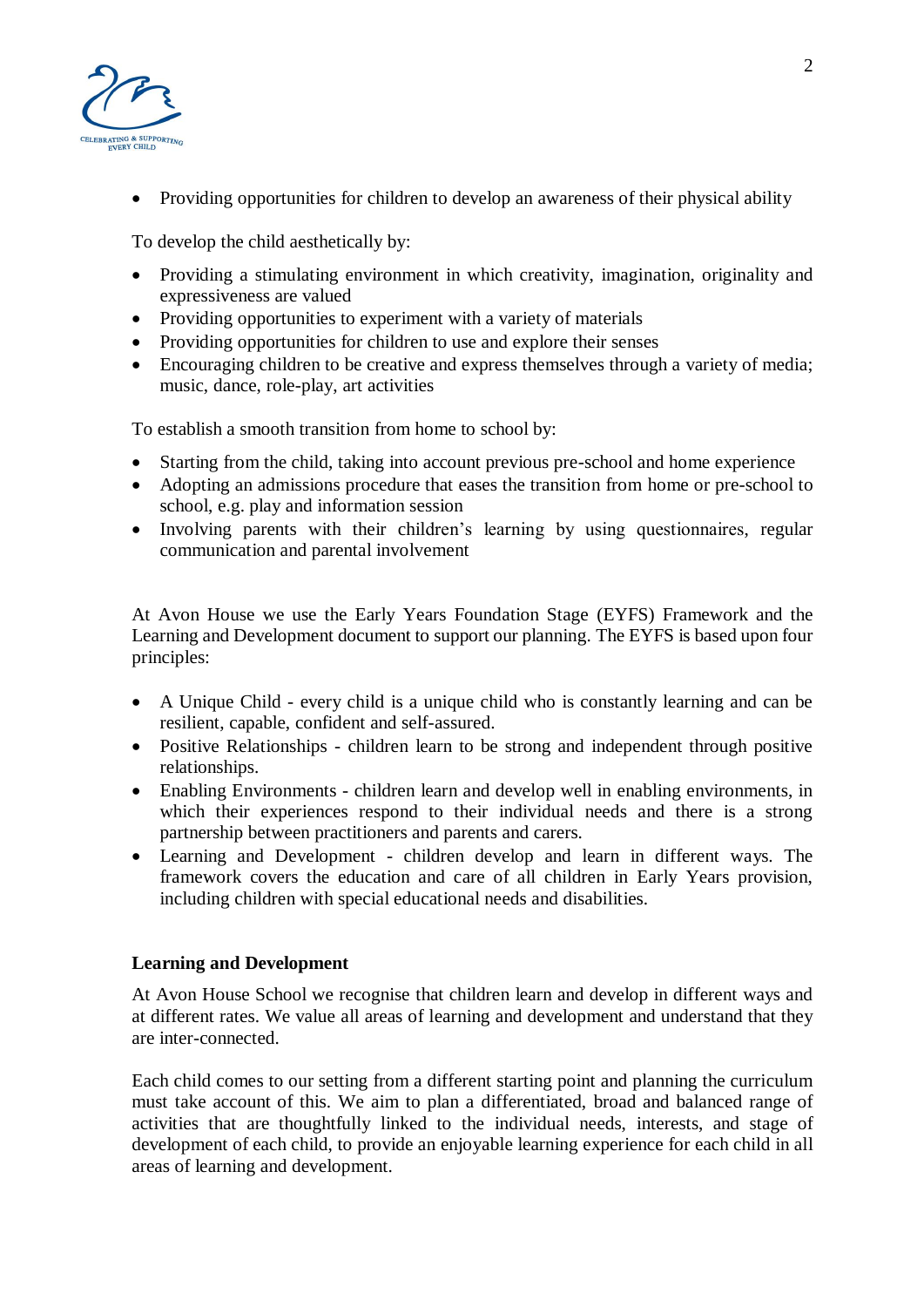- Providing opportunities for children to develop an awareness of their physical ability

To develop the child aesthetically by:

- Providing a stimulating environment in which creativity, imagination, originality and expressiveness are valued
- Providing opportunities to experiment with a variety of materials
- Providing opportunities for children to use and explore their senses
- Encouraging children to be creative and express themselves through a variety of media; music, dance, role-play, art activities

To establish a smooth transition from home to school by:

- Starting from the child, taking into account previous pre-school and home experience
- Adopting an admissions procedure that eases the transition from home or pre-school to school, e.g. play and information session
- Involving parents with their children's learning by using questionnaires, regular communication and parental involvement

At Avon House we use the Early Years Foundation Stage (EYFS) Framework and the Learning and Development document to support our planning. The EYFS is based upon four principles:

- A Unique Child - every child is a unique child who is constantly learning and can be resilient, capable, confident and self-assured.
- Positive Relationships - children learn to be strong and independent through positive relationships.
- Enabling Environments - children learn and develop well in enabling environments, in which their experiences respond to their individual needs and there is a strong partnership between practitioners and parents and carers.
- Learning and Development - children develop and learn in different ways. The framework covers the education and care of all children in Early Years provision, including children with special educational needs and disabilities.

**Learning and Development**

At Avon House School we recognise that children learn and develop in different ways and at different rates. We value all areas of learning and development and understand that they are inter-connected.

Each child comes to our setting from a different starting point and planning the curriculum must take account of this. We aim to plan a differentiated, broad and balanced range of activities that are thoughtfully linked to the individual needs, interests, and stage of development of each child, to provide an enjoyable learning experience for each child in all areas of learning and development.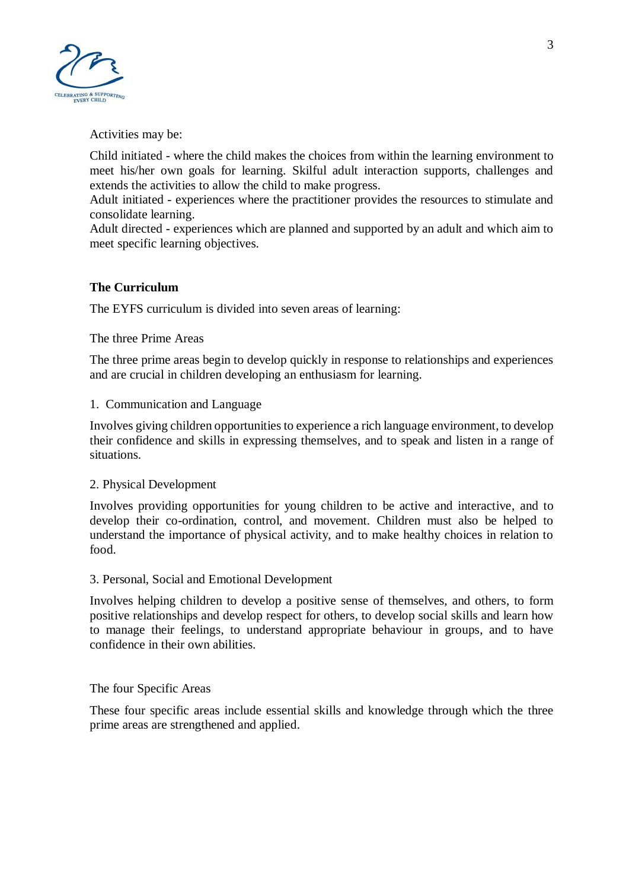Activities may be:

Child initiated - where the child makes the choices from within the learning environment to meet his/her own goals for learning. Skilful adult interaction supports, challenges and extends the activities to allow the child to make progress.
Adult initiated - experiences where the practitioner provides the resources to stimulate and consolidate learning.
Adult directed - experiences which are planned and supported by an adult and which aim to meet specific learning objectives.

## The Curriculum

The EYFS curriculum is divided into seven areas of learning:

The three Prime Areas

The three prime areas begin to develop quickly in response to relationships and experiences and are crucial in children developing an enthusiasm for learning.

1. Communication and Language

Involves giving children opportunities to experience a rich language environment, to develop their confidence and skills in expressing themselves, and to speak and listen in a range of situations.

2. Physical Development

Involves providing opportunities for young children to be active and interactive, and to develop their co-ordination, control, and movement. Children must also be helped to understand the importance of physical activity, and to make healthy choices in relation to food.

3. Personal, Social and Emotional Development

Involves helping children to develop a positive sense of themselves, and others, to form positive relationships and develop respect for others, to develop social skills and learn how to manage their feelings, to understand appropriate behaviour in groups, and to have confidence in their own abilities.

The four Specific Areas

These four specific areas include essential skills and knowledge through which the three prime areas are strengthened and applied.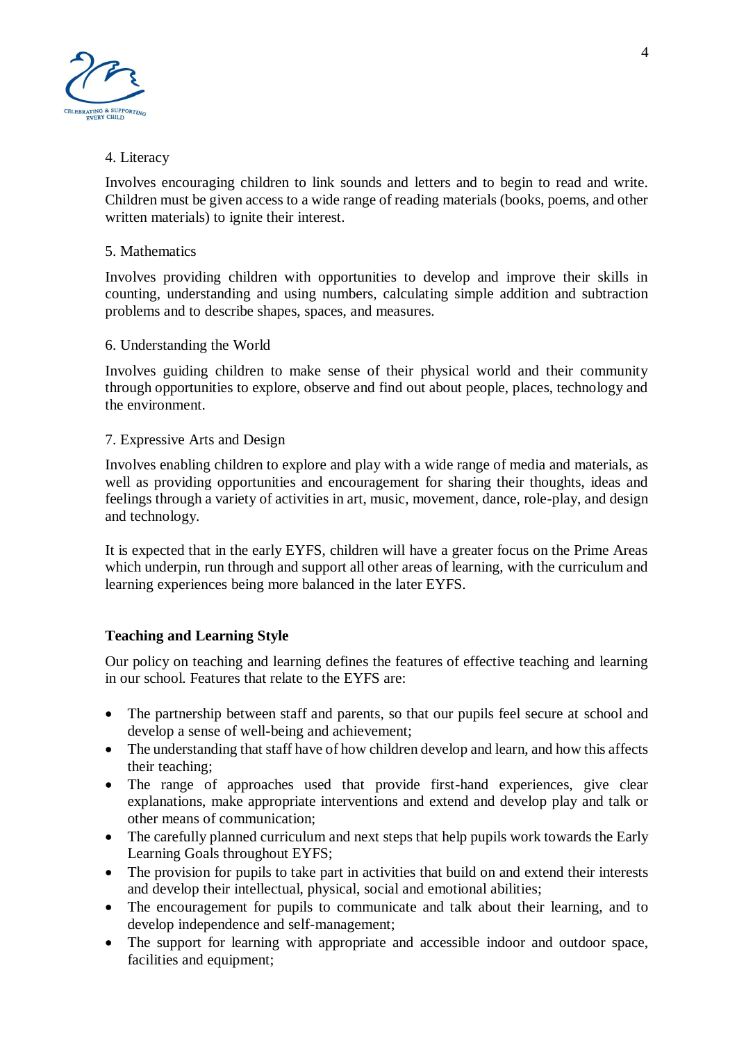4. Literacy

Involves encouraging children to link sounds and letters and to begin to read and write. Children must be given access to a wide range of reading materials (books, poems, and other written materials) to ignite their interest.

5. Mathematics

Involves providing children with opportunities to develop and improve their skills in counting, understanding and using numbers, calculating simple addition and subtraction problems and to describe shapes, spaces, and measures.

6. Understanding the World

Involves guiding children to make sense of their physical world and their community through opportunities to explore, observe and find out about people, places, technology and the environment.

7. Expressive Arts and Design

Involves enabling children to explore and play with a wide range of media and materials, as well as providing opportunities and encouragement for sharing their thoughts, ideas and feelings through a variety of activities in art, music, movement, dance, role-play, and design and technology.

It is expected that in the early EYFS, children will have a greater focus on the Prime Areas which underpin, run through and support all other areas of learning, with the curriculum and learning experiences being more balanced in the later EYFS.

**Teaching and Learning Style**

Our policy on teaching and learning defines the features of effective teaching and learning in our school. Features that relate to the EYFS are:

- The partnership between staff and parents, so that our pupils feel secure at school and develop a sense of well-being and achievement;
- The understanding that staff have of how children develop and learn, and how this affects their teaching;
- The range of approaches used that provide first-hand experiences, give clear explanations, make appropriate interventions and extend and develop play and talk or other means of communication;
- The carefully planned curriculum and next steps that help pupils work towards the Early Learning Goals throughout EYFS;
- The provision for pupils to take part in activities that build on and extend their interests and develop their intellectual, physical, social and emotional abilities;
- The encouragement for pupils to communicate and talk about their learning, and to develop independence and self-management;
- The support for learning with appropriate and accessible indoor and outdoor space, facilities and equipment;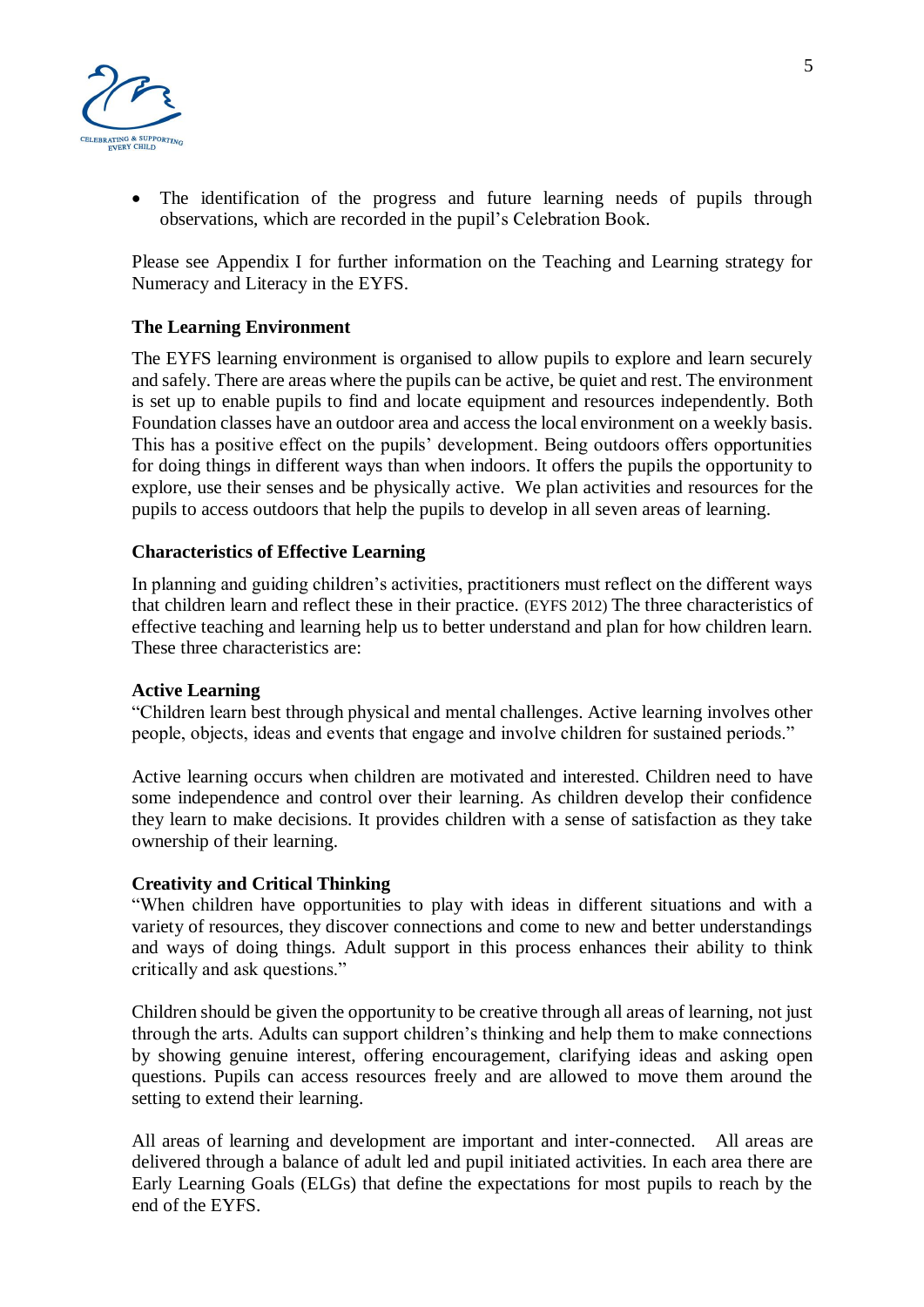- The identification of the progress and future learning needs of pupils through observations, which are recorded in the pupil's Celebration Book.

Please see Appendix I for further information on the Teaching and Learning strategy for Numeracy and Literacy in the EYFS.

**The Learning Environment**

The EYFS learning environment is organised to allow pupils to explore and learn securely and safely. There are areas where the pupils can be active, be quiet and rest. The environment is set up to enable pupils to find and locate equipment and resources independently. Both Foundation classes have an outdoor area and access the local environment on a weekly basis. This has a positive effect on the pupils' development. Being outdoors offers opportunities for doing things in different ways than when indoors. It offers the pupils the opportunity to explore, use their senses and be physically active. We plan activities and resources for the pupils to access outdoors that help the pupils to develop in all seven areas of learning.

**Characteristics of Effective Learning**

In planning and guiding children's activities, practitioners must reflect on the different ways that children learn and reflect these in their practice. (EYFS 2012) The three characteristics of effective teaching and learning help us to better understand and plan for how children learn. These three characteristics are:

**Active Learning**

"Children learn best through physical and mental challenges. Active learning involves other people, objects, ideas and events that engage and involve children for sustained periods."

Active learning occurs when children are motivated and interested. Children need to have some independence and control over their learning. As children develop their confidence they learn to make decisions. It provides children with a sense of satisfaction as they take ownership of their learning.

**Creativity and Critical Thinking**

"When children have opportunities to play with ideas in different situations and with a variety of resources, they discover connections and come to new and better understandings and ways of doing things. Adult support in this process enhances their ability to think critically and ask questions."

Children should be given the opportunity to be creative through all areas of learning, not just through the arts. Adults can support children's thinking and help them to make connections by showing genuine interest, offering encouragement, clarifying ideas and asking open questions. Pupils can access resources freely and are allowed to move them around the setting to extend their learning.

All areas of learning and development are important and inter-connected. All areas are delivered through a balance of adult led and pupil initiated activities. In each area there are Early Learning Goals (ELGs) that define the expectations for most pupils to reach by the end of the EYFS.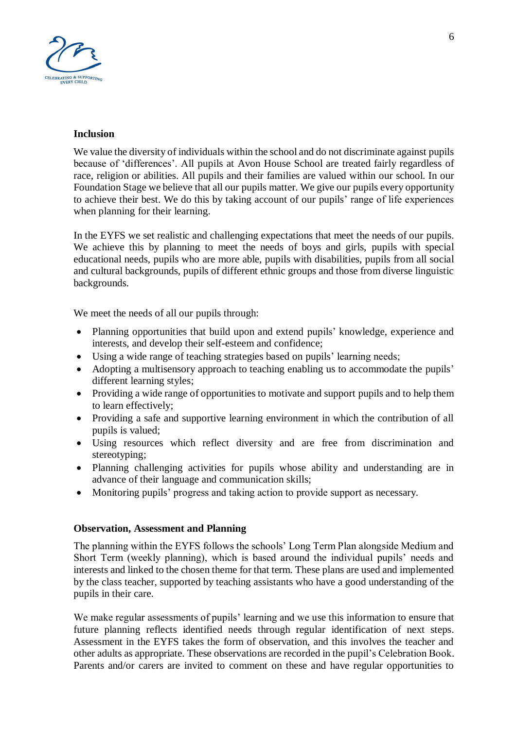**Inclusion**

We value the diversity of individuals within the school and do not discriminate against pupils because of 'differences'. All pupils at Avon House School are treated fairly regardless of race, religion or abilities. All pupils and their families are valued within our school. In our Foundation Stage we believe that all our pupils matter. We give our pupils every opportunity to achieve their best. We do this by taking account of our pupils' range of life experiences when planning for their learning.

In the EYFS we set realistic and challenging expectations that meet the needs of our pupils. We achieve this by planning to meet the needs of boys and girls, pupils with special educational needs, pupils who are more able, pupils with disabilities, pupils from all social and cultural backgrounds, pupils of different ethnic groups and those from diverse linguistic backgrounds.

We meet the needs of all our pupils through:

- Planning opportunities that build upon and extend pupils' knowledge, experience and interests, and develop their self-esteem and confidence;
- Using a wide range of teaching strategies based on pupils' learning needs;
- Adopting a multisensory approach to teaching enabling us to accommodate the pupils' different learning styles;
- Providing a wide range of opportunities to motivate and support pupils and to help them to learn effectively;
- Providing a safe and supportive learning environment in which the contribution of all pupils is valued;
- Using resources which reflect diversity and are free from discrimination and stereotyping;
- Planning challenging activities for pupils whose ability and understanding are in advance of their language and communication skills;
- Monitoring pupils' progress and taking action to provide support as necessary.

**Observation, Assessment and Planning**

The planning within the EYFS follows the schools' Long Term Plan alongside Medium and Short Term (weekly planning), which is based around the individual pupils' needs and interests and linked to the chosen theme for that term. These plans are used and implemented by the class teacher, supported by teaching assistants who have a good understanding of the pupils in their care.

We make regular assessments of pupils' learning and we use this information to ensure that future planning reflects identified needs through regular identification of next steps. Assessment in the EYFS takes the form of observation, and this involves the teacher and other adults as appropriate. These observations are recorded in the pupil's Celebration Book. Parents and/or carers are invited to comment on these and have regular opportunities to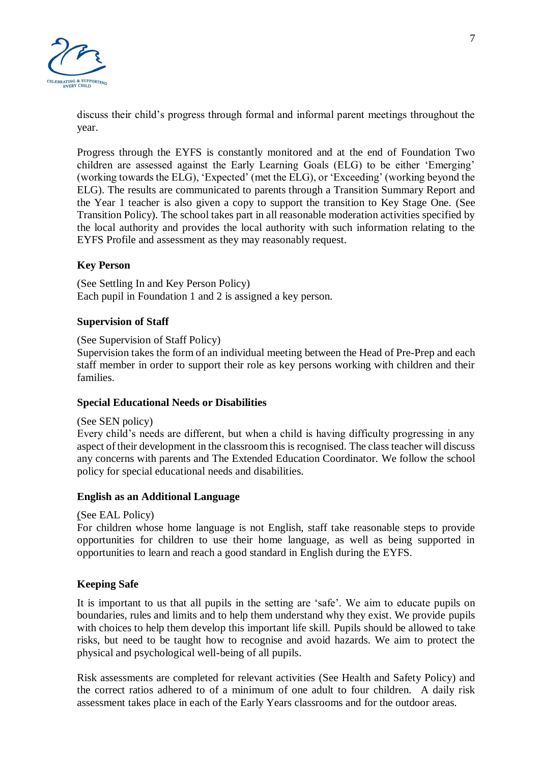discuss their child's progress through formal and informal parent meetings throughout the year.

Progress through the EYFS is constantly monitored and at the end of Foundation Two children are assessed against the Early Learning Goals (ELG) to be either 'Emerging' (working towards the ELG), 'Expected' (met the ELG), or 'Exceeding' (working beyond the ELG). The results are communicated to parents through a Transition Summary Report and the Year 1 teacher is also given a copy to support the transition to Key Stage One. (See Transition Policy). The school takes part in all reasonable moderation activities specified by the local authority and provides the local authority with such information relating to the EYFS Profile and assessment as they may reasonably request.

**Key Person**

(See Settling In and Key Person Policy)
Each pupil in Foundation 1 and 2 is assigned a key person.

**Supervision of Staff**

(See Supervision of Staff Policy)
Supervision takes the form of an individual meeting between the Head of Pre-Prep and each staff member in order to support their role as key persons working with children and their families.

**Special Educational Needs or Disabilities**

(See SEN policy)
Every child's needs are different, but when a child is having difficulty progressing in any aspect of their development in the classroom this is recognised. The class teacher will discuss any concerns with parents and The Extended Education Coordinator. We follow the school policy for special educational needs and disabilities.

**English as an Additional Language**

(See EAL Policy)
For children whose home language is not English, staff take reasonable steps to provide opportunities for children to use their home language, as well as being supported in opportunities to learn and reach a good standard in English during the EYFS.

**Keeping Safe**

It is important to us that all pupils in the setting are 'safe'. We aim to educate pupils on boundaries, rules and limits and to help them understand why they exist. We provide pupils with choices to help them develop this important life skill. Pupils should be allowed to take risks, but need to be taught how to recognise and avoid hazards. We aim to protect the physical and psychological well-being of all pupils.

Risk assessments are completed for relevant activities (See Health and Safety Policy) and the correct ratios adhered to of a minimum of one adult to four children. A daily risk assessment takes place in each of the Early Years classrooms and for the outdoor areas.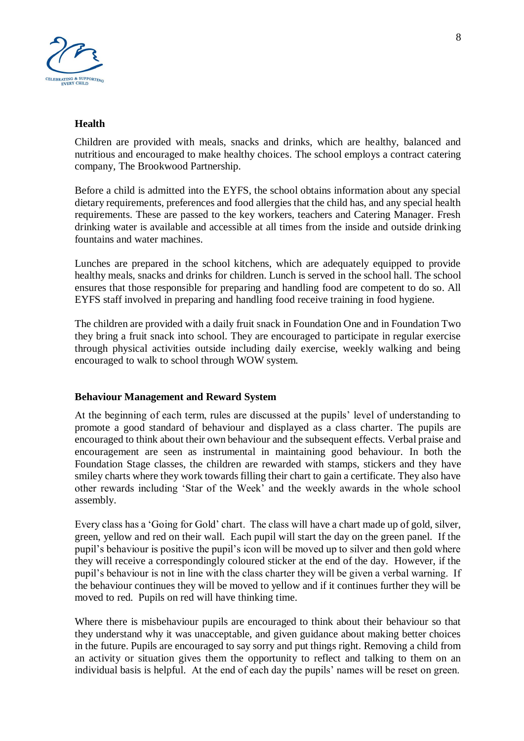### Health

Children are provided with meals, snacks and drinks, which are healthy, balanced and nutritious and encouraged to make healthy choices. The school employs a contract catering company, The Brookwood Partnership.

Before a child is admitted into the EYFS, the school obtains information about any special dietary requirements, preferences and food allergies that the child has, and any special health requirements. These are passed to the key workers, teachers and Catering Manager. Fresh drinking water is available and accessible at all times from the inside and outside drinking fountains and water machines.

Lunches are prepared in the school kitchens, which are adequately equipped to provide healthy meals, snacks and drinks for children. Lunch is served in the school hall. The school ensures that those responsible for preparing and handling food are competent to do so. All EYFS staff involved in preparing and handling food receive training in food hygiene.

The children are provided with a daily fruit snack in Foundation One and in Foundation Two they bring a fruit snack into school. They are encouraged to participate in regular exercise through physical activities outside including daily exercise, weekly walking and being encouraged to walk to school through WOW system.

### Behaviour Management and Reward System

At the beginning of each term, rules are discussed at the pupils' level of understanding to promote a good standard of behaviour and displayed as a class charter. The pupils are encouraged to think about their own behaviour and the subsequent effects. Verbal praise and encouragement are seen as instrumental in maintaining good behaviour. In both the Foundation Stage classes, the children are rewarded with stamps, stickers and they have smiley charts where they work towards filling their chart to gain a certificate. They also have other rewards including 'Star of the Week' and the weekly awards in the whole school assembly.

Every class has a 'Going for Gold' chart. The class will have a chart made up of gold, silver, green, yellow and red on their wall. Each pupil will start the day on the green panel. If the pupil's behaviour is positive the pupil's icon will be moved up to silver and then gold where they will receive a correspondingly coloured sticker at the end of the day. However, if the pupil's behaviour is not in line with the class charter they will be given a verbal warning. If the behaviour continues they will be moved to yellow and if it continues further they will be moved to red. Pupils on red will have thinking time.

Where there is misbehaviour pupils are encouraged to think about their behaviour so that they understand why it was unacceptable, and given guidance about making better choices in the future. Pupils are encouraged to say sorry and put things right. Removing a child from an activity or situation gives them the opportunity to reflect and talking to them on an individual basis is helpful. At the end of each day the pupils' names will be reset on green.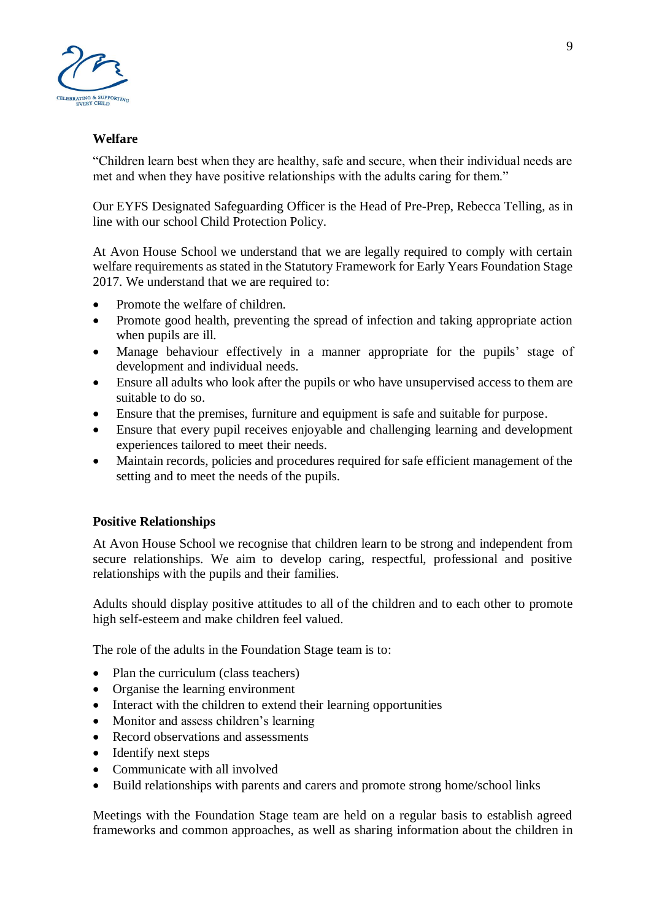## Welfare

"Children learn best when they are healthy, safe and secure, when their individual needs are met and when they have positive relationships with the adults caring for them."

Our EYFS Designated Safeguarding Officer is the Head of Pre-Prep, Rebecca Telling, as in line with our school Child Protection Policy.

At Avon House School we understand that we are legally required to comply with certain welfare requirements as stated in the Statutory Framework for Early Years Foundation Stage 2017. We understand that we are required to:

- Promote the welfare of children.
- Promote good health, preventing the spread of infection and taking appropriate action when pupils are ill.
- Manage behaviour effectively in a manner appropriate for the pupils' stage of development and individual needs.
- Ensure all adults who look after the pupils or who have unsupervised access to them are suitable to do so.
- Ensure that the premises, furniture and equipment is safe and suitable for purpose.
- Ensure that every pupil receives enjoyable and challenging learning and development experiences tailored to meet their needs.
- Maintain records, policies and procedures required for safe efficient management of the setting and to meet the needs of the pupils.

## Positive Relationships

At Avon House School we recognise that children learn to be strong and independent from secure relationships. We aim to develop caring, respectful, professional and positive relationships with the pupils and their families.

Adults should display positive attitudes to all of the children and to each other to promote high self-esteem and make children feel valued.

The role of the adults in the Foundation Stage team is to:

- Plan the curriculum (class teachers)
- Organise the learning environment
- Interact with the children to extend their learning opportunities
- Monitor and assess children's learning
- Record observations and assessments
- Identify next steps
- Communicate with all involved
- Build relationships with parents and carers and promote strong home/school links

Meetings with the Foundation Stage team are held on a regular basis to establish agreed frameworks and common approaches, as well as sharing information about the children in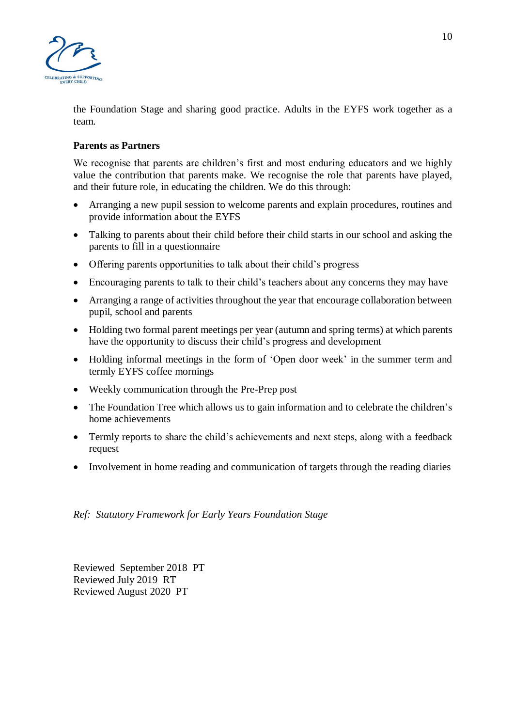the Foundation Stage and sharing good practice. Adults in the EYFS work together as a team.

**Parents as Partners**

We recognise that parents are children's first and most enduring educators and we highly value the contribution that parents make. We recognise the role that parents have played, and their future role, in educating the children. We do this through:

- Arranging a new pupil session to welcome parents and explain procedures, routines and provide information about the EYFS
- Talking to parents about their child before their child starts in our school and asking the parents to fill in a questionnaire
- Offering parents opportunities to talk about their child's progress
- Encouraging parents to talk to their child's teachers about any concerns they may have
- Arranging a range of activities throughout the year that encourage collaboration between pupil, school and parents
- Holding two formal parent meetings per year (autumn and spring terms) at which parents have the opportunity to discuss their child's progress and development
- Holding informal meetings in the form of 'Open door week' in the summer term and termly EYFS coffee mornings
- Weekly communication through the Pre-Prep post
- The Foundation Tree which allows us to gain information and to celebrate the children's home achievements
- Termly reports to share the child's achievements and next steps, along with a feedback request
- Involvement in home reading and communication of targets through the reading diaries

*Ref: Statutory Framework for Early Years Foundation Stage*

Reviewed September 2018 PT
Reviewed July 2019 RT
Reviewed August 2020 PT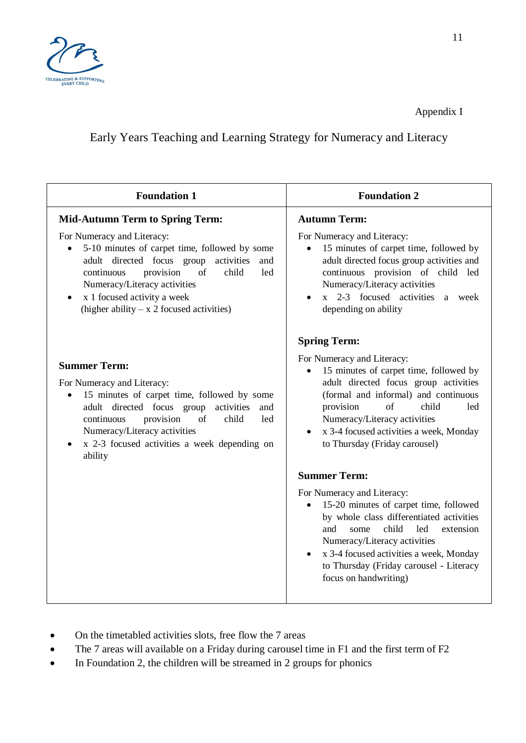Appendix I

# Early Years Teaching and Learning Strategy for Numeracy and Literacy

| Foundation 1 | Foundation 2 |
|---|---|
| **Mid-Autumn Term to Spring Term:**<br><br>For Numeracy and Literacy:<br>• 5-10 minutes of carpet time, followed by some adult directed focus group activities and continuous provision of child led Numeracy/Literacy activities<br>• x 1 focused activity a week<br>(higher ability – x 2 focused activities) | **Autumn Term:**<br><br>For Numeracy and Literacy:<br>• 15 minutes of carpet time, followed by adult directed focus group activities and continuous provision of child led Numeracy/Literacy activities<br>• x 2-3 focused activities a week depending on ability |
| **Summer Term:**<br><br>For Numeracy and Literacy:<br>• 15 minutes of carpet time, followed by some adult directed focus group activities and continuous provision of child led Numeracy/Literacy activities<br>• x 2-3 focused activities a week depending on ability | **Spring Term:**<br><br>For Numeracy and Literacy:<br>• 15 minutes of carpet time, followed by adult directed focus group activities (formal and informal) and continuous provision of child led Numeracy/Literacy activities<br>• x 3-4 focused activities a week, Monday to Thursday (Friday carousel)<br><br>**Summer Term:**<br><br>For Numeracy and Literacy:<br>• 15-20 minutes of carpet time, followed by whole class differentiated activities and some child led extension Numeracy/Literacy activities<br>• x 3-4 focused activities a week, Monday to Thursday (Friday carousel - Literacy focus on handwriting) |

- On the timetabled activities slots, free flow the 7 areas
- The 7 areas will available on a Friday during carousel time in F1 and the first term of F2
- In Foundation 2, the children will be streamed in 2 groups for phonics